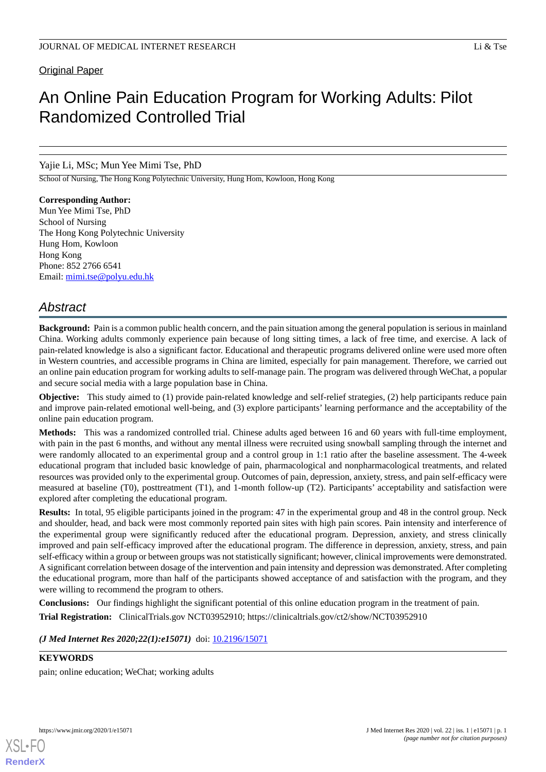Original Paper

# An Online Pain Education Program for Working Adults: Pilot Randomized Controlled Trial

Yajie Li, MSc; Mun Yee Mimi Tse, PhD

School of Nursing, The Hong Kong Polytechnic University, Hung Hom, Kowloon, Hong Kong

**Corresponding Author:**
Mun Yee Mimi Tse, PhD
School of Nursing
The Hong Kong Polytechnic University
Hung Hom, Kowloon
Hong Kong
Phone: 852 2766 6541
Email: mimi.tse@polyu.edu.hk

## Abstract

**Background:** Pain is a common public health concern, and the pain situation among the general population is serious in mainland China. Working adults commonly experience pain because of long sitting times, a lack of free time, and exercise. A lack of pain-related knowledge is also a significant factor. Educational and therapeutic programs delivered online were used more often in Western countries, and accessible programs in China are limited, especially for pain management. Therefore, we carried out an online pain education program for working adults to self-manage pain. The program was delivered through WeChat, a popular and secure social media with a large population base in China.

**Objective:** This study aimed to (1) provide pain-related knowledge and self-relief strategies, (2) help participants reduce pain and improve pain-related emotional well-being, and (3) explore participants' learning performance and the acceptability of the online pain education program.

**Methods:** This was a randomized controlled trial. Chinese adults aged between 16 and 60 years with full-time employment, with pain in the past 6 months, and without any mental illness were recruited using snowball sampling through the internet and were randomly allocated to an experimental group and a control group in 1:1 ratio after the baseline assessment. The 4-week educational program that included basic knowledge of pain, pharmacological and nonpharmacological treatments, and related resources was provided only to the experimental group. Outcomes of pain, depression, anxiety, stress, and pain self-efficacy were measured at baseline (T0), posttreatment (T1), and 1-month follow-up (T2). Participants' acceptability and satisfaction were explored after completing the educational program.

**Results:** In total, 95 eligible participants joined in the program: 47 in the experimental group and 48 in the control group. Neck and shoulder, head, and back were most commonly reported pain sites with high pain scores. Pain intensity and interference of the experimental group were significantly reduced after the educational program. Depression, anxiety, and stress clinically improved and pain self-efficacy improved after the educational program. The difference in depression, anxiety, stress, and pain self-efficacy within a group or between groups was not statistically significant; however, clinical improvements were demonstrated. A significant correlation between dosage of the intervention and pain intensity and depression was demonstrated. After completing the educational program, more than half of the participants showed acceptance of and satisfaction with the program, and they were willing to recommend the program to others.

**Conclusions:** Our findings highlight the significant potential of this online education program in the treatment of pain.

**Trial Registration:** ClinicalTrials.gov NCT03952910; https://clinicaltrials.gov/ct2/show/NCT03952910

***(J Med Internet Res 2020;22(1):e15071)*** doi: 10.2196/15071

**KEYWORDS**

pain; online education; WeChat; working adults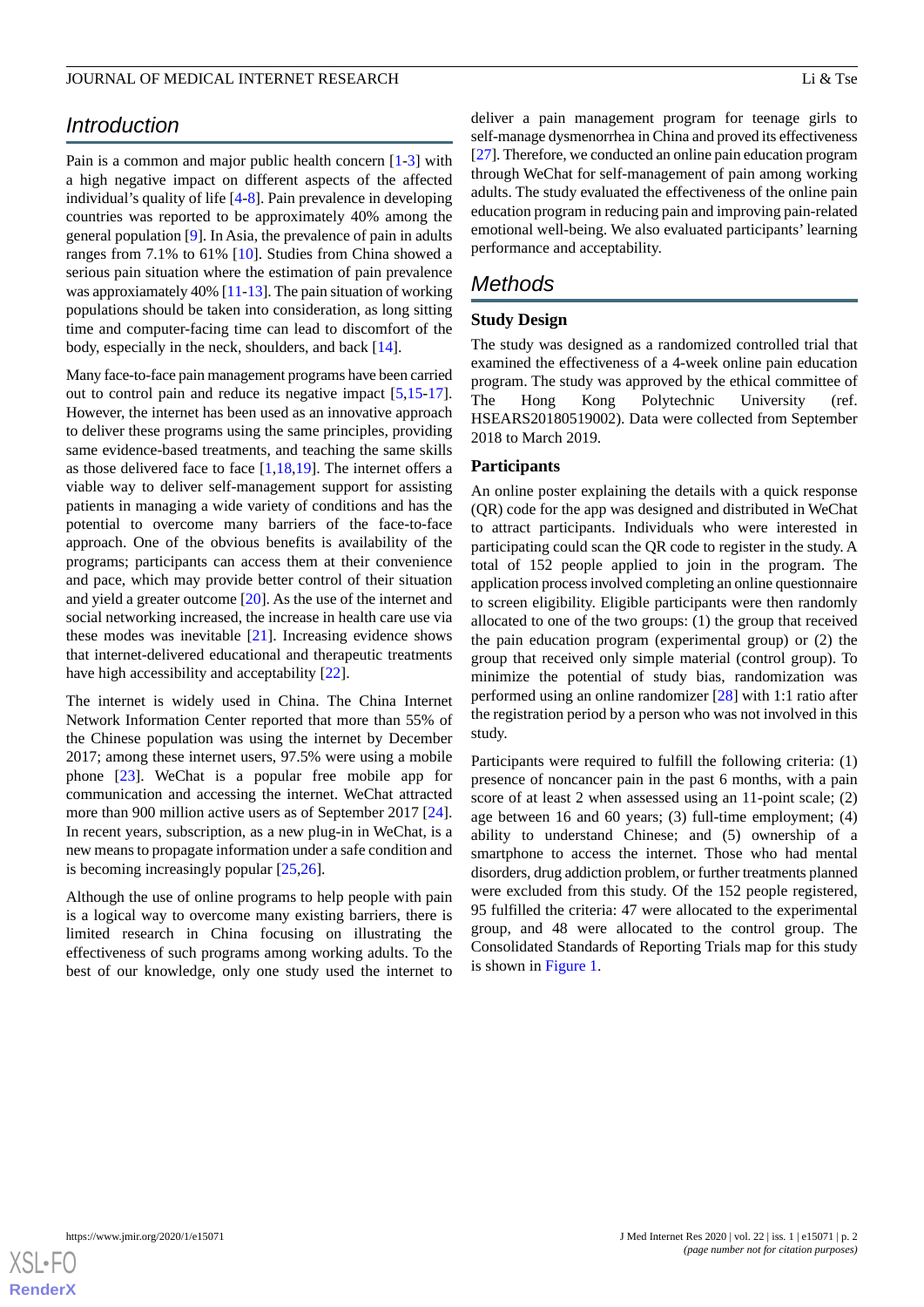## Introduction

Pain is a common and major public health concern [1-3] with a high negative impact on different aspects of the affected individual's quality of life [4-8]. Pain prevalence in developing countries was reported to be approximately 40% among the general population [9]. In Asia, the prevalence of pain in adults ranges from 7.1% to 61% [10]. Studies from China showed a serious pain situation where the estimation of pain prevalence was approxiamately 40% [11-13]. The pain situation of working populations should be taken into consideration, as long sitting time and computer-facing time can lead to discomfort of the body, especially in the neck, shoulders, and back [14].

Many face-to-face pain management programs have been carried out to control pain and reduce its negative impact [5,15-17]. However, the internet has been used as an innovative approach to deliver these programs using the same principles, providing same evidence-based treatments, and teaching the same skills as those delivered face to face [1,18,19]. The internet offers a viable way to deliver self-management support for assisting patients in managing a wide variety of conditions and has the potential to overcome many barriers of the face-to-face approach. One of the obvious benefits is availability of the programs; participants can access them at their convenience and pace, which may provide better control of their situation and yield a greater outcome [20]. As the use of the internet and social networking increased, the increase in health care use via these modes was inevitable [21]. Increasing evidence shows that internet-delivered educational and therapeutic treatments have high accessibility and acceptability [22].

The internet is widely used in China. The China Internet Network Information Center reported that more than 55% of the Chinese population was using the internet by December 2017; among these internet users, 97.5% were using a mobile phone [23]. WeChat is a popular free mobile app for communication and accessing the internet. WeChat attracted more than 900 million active users as of September 2017 [24]. In recent years, subscription, as a new plug-in in WeChat, is a new means to propagate information under a safe condition and is becoming increasingly popular [25,26].

Although the use of online programs to help people with pain is a logical way to overcome many existing barriers, there is limited research in China focusing on illustrating the effectiveness of such programs among working adults. To the best of our knowledge, only one study used the internet to deliver a pain management program for teenage girls to self-manage dysmenorrhea in China and proved its effectiveness [27]. Therefore, we conducted an online pain education program through WeChat for self-management of pain among working adults. The study evaluated the effectiveness of the online pain education program in reducing pain and improving pain-related emotional well-being. We also evaluated participants' learning performance and acceptability.

## Methods

### Study Design

The study was designed as a randomized controlled trial that examined the effectiveness of a 4-week online pain education program. The study was approved by the ethical committee of The Hong Kong Polytechnic University (ref. HSEARS20180519002). Data were collected from September 2018 to March 2019.

### Participants

An online poster explaining the details with a quick response (QR) code for the app was designed and distributed in WeChat to attract participants. Individuals who were interested in participating could scan the QR code to register in the study. A total of 152 people applied to join in the program. The application process involved completing an online questionnaire to screen eligibility. Eligible participants were then randomly allocated to one of the two groups: (1) the group that received the pain education program (experimental group) or (2) the group that received only simple material (control group). To minimize the potential of study bias, randomization was performed using an online randomizer [28] with 1:1 ratio after the registration period by a person who was not involved in this study.

Participants were required to fulfill the following criteria: (1) presence of noncancer pain in the past 6 months, with a pain score of at least 2 when assessed using an 11-point scale; (2) age between 16 and 60 years; (3) full-time employment; (4) ability to understand Chinese; and (5) ownership of a smartphone to access the internet. Those who had mental disorders, drug addiction problem, or further treatments planned were excluded from this study. Of the 152 people registered, 95 fulfilled the criteria: 47 were allocated to the experimental group, and 48 were allocated to the control group. The Consolidated Standards of Reporting Trials map for this study is shown in Figure 1.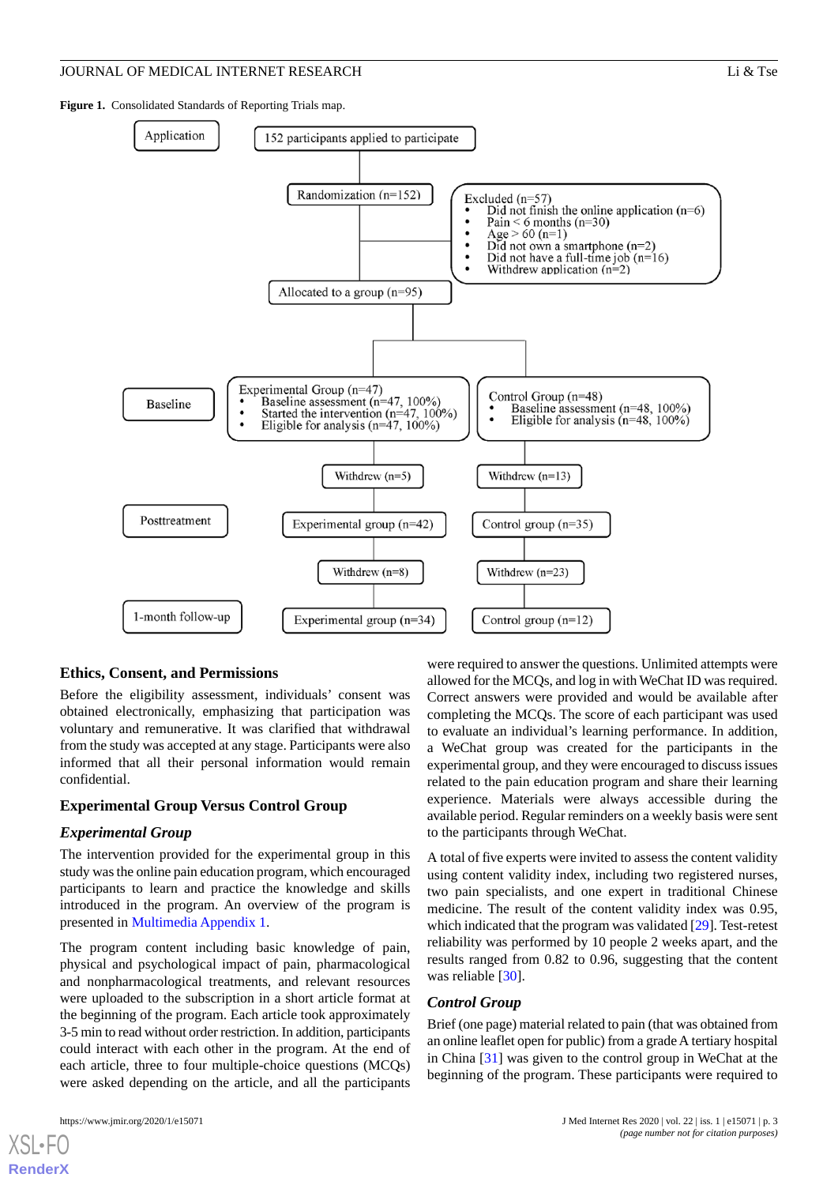**Figure 1.** Consolidated Standards of Reporting Trials map.

Application: 152 participants applied to participate

Randomization (n=152)

Excluded (n=57)
- Did not finish the online application (n=6)
- Pain < 6 months (n=30)
- Age > 60 (n=1)
- Did not own a smartphone (n=2)
- Did not have a full-time job (n=16)
- Withdrew application (n=2)

Allocated to a group (n=95)

Baseline:

Experimental Group (n=47)
- Baseline assessment (n=47, 100%)
- Started the intervention (n=47, 100%)
- Eligible for analysis (n=47, 100%)

Control Group (n=48)
- Baseline assessment (n=48, 100%)
- Eligible for analysis (n=48, 100%)

Withdrew (n=5) | Withdrew (n=13)

Posttreatment: Experimental group (n=42) | Control group (n=35)

Withdrew (n=8) | Withdrew (n=23)

1-month follow-up: Experimental group (n=34) | Control group (n=12)

## Ethics, Consent, and Permissions

Before the eligibility assessment, individuals' consent was obtained electronically, emphasizing that participation was voluntary and remunerative. It was clarified that withdrawal from the study was accepted at any stage. Participants were also informed that all their personal information would remain confidential.

## Experimental Group Versus Control Group

### *Experimental Group*

The intervention provided for the experimental group in this study was the online pain education program, which encouraged participants to learn and practice the knowledge and skills introduced in the program. An overview of the program is presented in Multimedia Appendix 1.

The program content including basic knowledge of pain, physical and psychological impact of pain, pharmacological and nonpharmacological treatments, and relevant resources were uploaded to the subscription in a short article format at the beginning of the program. Each article took approximately 3-5 min to read without order restriction. In addition, participants could interact with each other in the program. At the end of each article, three to four multiple-choice questions (MCQs) were asked depending on the article, and all the participants were required to answer the questions. Unlimited attempts were allowed for the MCQs, and log in with WeChat ID was required. Correct answers were provided and would be available after completing the MCQs. The score of each participant was used to evaluate an individual's learning performance. In addition, a WeChat group was created for the participants in the experimental group, and they were encouraged to discuss issues related to the pain education program and share their learning experience. Materials were always accessible during the available period. Regular reminders on a weekly basis were sent to the participants through WeChat.

A total of five experts were invited to assess the content validity using content validity index, including two registered nurses, two pain specialists, and one expert in traditional Chinese medicine. The result of the content validity index was 0.95, which indicated that the program was validated [29]. Test-retest reliability was performed by 10 people 2 weeks apart, and the results ranged from 0.82 to 0.96, suggesting that the content was reliable [30].

### *Control Group*

Brief (one page) material related to pain (that was obtained from an online leaflet open for public) from a grade A tertiary hospital in China [31] was given to the control group in WeChat at the beginning of the program. These participants were required to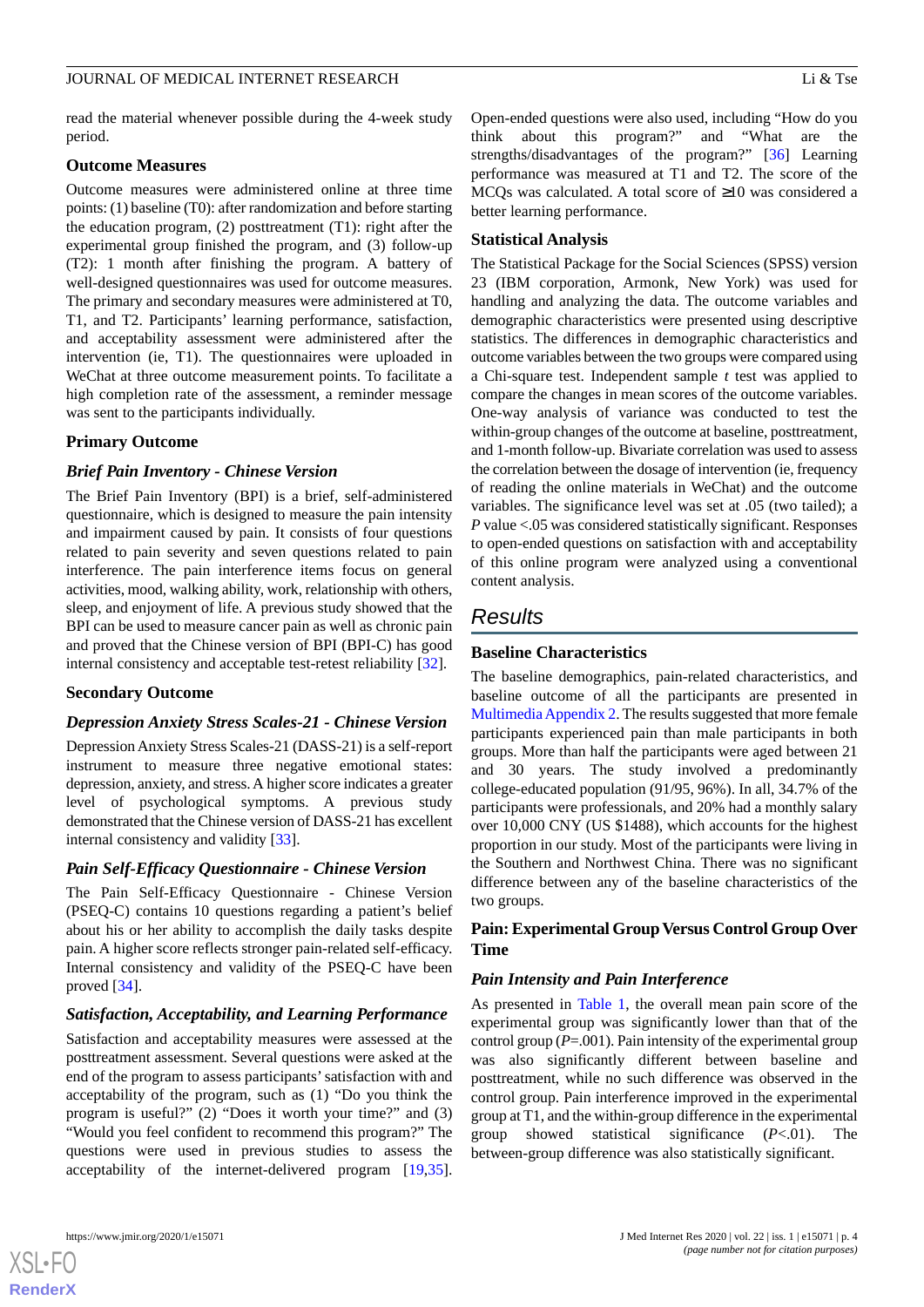read the material whenever possible during the 4-week study period.

### Outcome Measures

Outcome measures were administered online at three time points: (1) baseline (T0): after randomization and before starting the education program, (2) posttreatment (T1): right after the experimental group finished the program, and (3) follow-up (T2): 1 month after finishing the program. A battery of well-designed questionnaires was used for outcome measures. The primary and secondary measures were administered at T0, T1, and T2. Participants' learning performance, satisfaction, and acceptability assessment were administered after the intervention (ie, T1). The questionnaires were uploaded in WeChat at three outcome measurement points. To facilitate a high completion rate of the assessment, a reminder message was sent to the participants individually.

### Primary Outcome

#### *Brief Pain Inventory - Chinese Version*

The Brief Pain Inventory (BPI) is a brief, self-administered questionnaire, which is designed to measure the pain intensity and impairment caused by pain. It consists of four questions related to pain severity and seven questions related to pain interference. The pain interference items focus on general activities, mood, walking ability, work, relationship with others, sleep, and enjoyment of life. A previous study showed that the BPI can be used to measure cancer pain as well as chronic pain and proved that the Chinese version of BPI (BPI-C) has good internal consistency and acceptable test-retest reliability [32].

### Secondary Outcome

#### *Depression Anxiety Stress Scales-21 - Chinese Version*

Depression Anxiety Stress Scales-21 (DASS-21) is a self-report instrument to measure three negative emotional states: depression, anxiety, and stress. A higher score indicates a greater level of psychological symptoms. A previous study demonstrated that the Chinese version of DASS-21 has excellent internal consistency and validity [33].

#### *Pain Self-Efficacy Questionnaire - Chinese Version*

The Pain Self-Efficacy Questionnaire - Chinese Version (PSEQ-C) contains 10 questions regarding a patient's belief about his or her ability to accomplish the daily tasks despite pain. A higher score reflects stronger pain-related self-efficacy. Internal consistency and validity of the PSEQ-C have been proved [34].

#### *Satisfaction, Acceptability, and Learning Performance*

Satisfaction and acceptability measures were assessed at the posttreatment assessment. Several questions were asked at the end of the program to assess participants' satisfaction with and acceptability of the program, such as (1) "Do you think the program is useful?" (2) "Does it worth your time?" and (3) "Would you feel confident to recommend this program?" The questions were used in previous studies to assess the acceptability of the internet-delivered program [19,35]. Open-ended questions were also used, including "How do you think about this program?" and "What are the strengths/disadvantages of the program?" [36] Learning performance was measured at T1 and T2. The score of the MCQs was calculated. A total score of ≥10 was considered a better learning performance.

### Statistical Analysis

The Statistical Package for the Social Sciences (SPSS) version 23 (IBM corporation, Armonk, New York) was used for handling and analyzing the data. The outcome variables and demographic characteristics were presented using descriptive statistics. The differences in demographic characteristics and outcome variables between the two groups were compared using a Chi-square test. Independent sample *t* test was applied to compare the changes in mean scores of the outcome variables. One-way analysis of variance was conducted to test the within-group changes of the outcome at baseline, posttreatment, and 1-month follow-up. Bivariate correlation was used to assess the correlation between the dosage of intervention (ie, frequency of reading the online materials in WeChat) and the outcome variables. The significance level was set at .05 (two tailed); a *P* value <.05 was considered statistically significant. Responses to open-ended questions on satisfaction with and acceptability of this online program were analyzed using a conventional content analysis.

## Results

### Baseline Characteristics

The baseline demographics, pain-related characteristics, and baseline outcome of all the participants are presented in Multimedia Appendix 2. The results suggested that more female participants experienced pain than male participants in both groups. More than half the participants were aged between 21 and 30 years. The study involved a predominantly college-educated population (91/95, 96%). In all, 34.7% of the participants were professionals, and 20% had a monthly salary over 10,000 CNY (US $1488), which accounts for the highest proportion in our study. Most of the participants were living in the Southern and Northwest China. There was no significant difference between any of the baseline characteristics of the two groups.

### Pain: Experimental Group Versus Control Group Over Time

#### *Pain Intensity and Pain Interference*

As presented in Table 1, the overall mean pain score of the experimental group was significantly lower than that of the control group (*P*=.001). Pain intensity of the experimental group was also significantly different between baseline and posttreatment, while no such difference was observed in the control group. Pain interference improved in the experimental group at T1, and the within-group difference in the experimental group showed statistical significance (*P*<.01). The between-group difference was also statistically significant.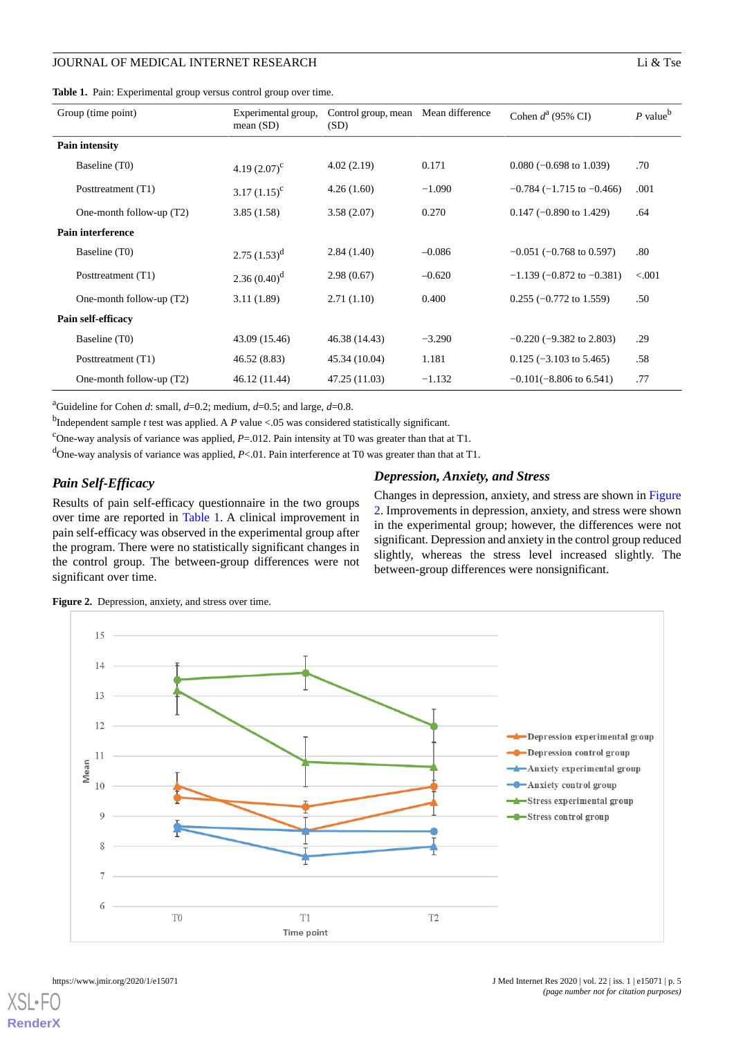**Table 1.** Pain: Experimental group versus control group over time.

| Group (time point) | Experimental group, mean (SD) | Control group, mean (SD) | Mean difference | Cohen $d$[a] (95% CI) | $P$ value[b] |
|---|---|---|---|---|---|
| **Pain intensity** | | | | | |
| Baseline (T0) | 4.19 (2.07)[c] | 4.02 (2.19) | 0.171 | 0.080 (−0.698 to 1.039) | .70 |
| Posttreatment (T1) | 3.17 (1.15)[c] | 4.26 (1.60) | −1.090 | −0.784 (−1.715 to −0.466) | .001 |
| One-month follow-up (T2) | 3.85 (1.58) | 3.58 (2.07) | 0.270 | 0.147 (−0.890 to 1.429) | .64 |
| **Pain interference** | | | | | |
| Baseline (T0) | 2.75 (1.53)[d] | 2.84 (1.40) | –0.086 | −0.051 (−0.768 to 0.597) | .80 |
| Posttreatment (T1) | 2.36 (0.40)[d] | 2.98 (0.67) | –0.620 | −1.139 (−0.872 to −0.381) | <.001 |
| One-month follow-up (T2) | 3.11 (1.89) | 2.71 (1.10) | 0.400 | 0.255 (−0.772 to 1.559) | .50 |
| **Pain self-efficacy** | | | | | |
| Baseline (T0) | 43.09 (15.46) | 46.38 (14.43) | −3.290 | −0.220 (−9.382 to 2.803) | .29 |
| Posttreatment (T1) | 46.52 (8.83) | 45.34 (10.04) | 1.181 | 0.125 (−3.103 to 5.465) | .58 |
| One-month follow-up (T2) | 46.12 (11.44) | 47.25 (11.03) | −1.132 | −0.101(−8.806 to 6.541) | .77 |

[a]Guideline for Cohen $d$: small, $d$=0.2; medium, $d$=0.5; and large, $d$=0.8.

[b]Independent sample $t$ test was applied. A $P$ value <.05 was considered statistically significant.

[c]One-way analysis of variance was applied, $P$=.012. Pain intensity at T0 was greater than that at T1.

[d]One-way analysis of variance was applied, $P$<.01. Pain interference at T0 was greater than that at T1.

### Pain Self-Efficacy

Results of pain self-efficacy questionnaire in the two groups over time are reported in Table 1. A clinical improvement in pain self-efficacy was observed in the experimental group after the program. There were no statistically significant changes in the control group. The between-group differences were not significant over time.

### Depression, Anxiety, and Stress

Changes in depression, anxiety, and stress are shown in Figure 2. Improvements in depression, anxiety, and stress were shown in the experimental group; however, the differences were not significant. Depression and anxiety in the control group reduced slightly, whereas the stress level increased slightly. The between-group differences were nonsignificant.

**Figure 2.** Depression, anxiety, and stress over time.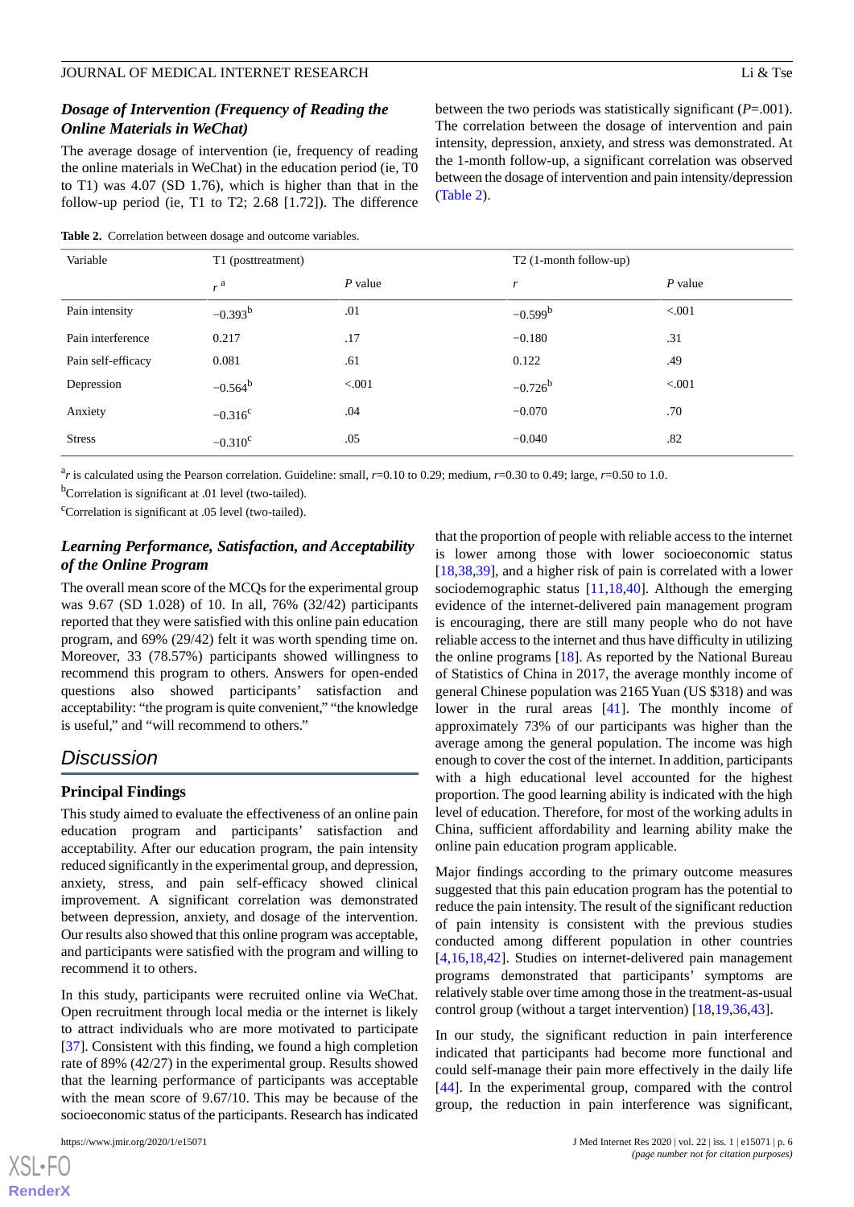### *Dosage of Intervention (Frequency of Reading the Online Materials in WeChat)*

The average dosage of intervention (ie, frequency of reading the online materials in WeChat) in the education period (ie, T0 to T1) was 4.07 (SD 1.76), which is higher than that in the follow-up period (ie, T1 to T2; 2.68 [1.72]). The difference between the two periods was statistically significant (*P*=.001). The correlation between the dosage of intervention and pain intensity, depression, anxiety, and stress was demonstrated. At the 1-month follow-up, a significant correlation was observed between the dosage of intervention and pain intensity/depression (Table 2).

**Table 2.** Correlation between dosage and outcome variables.

| Variable | T1 (posttreatment) | | T2 (1-month follow-up) | |
|---|---|---|---|---|
| | *r* [a] | *P* value | *r* | *P* value |
| Pain intensity | −0.393[b] | .01 | −0.599[b] | <.001 |
| Pain interference | 0.217 | .17 | −0.180 | .31 |
| Pain self-efficacy | 0.081 | .61 | 0.122 | .49 |
| Depression | −0.564[b] | <.001 | −0.726[b] | <.001 |
| Anxiety | −0.316[c] | .04 | −0.070 | .70 |
| Stress | −0.310[c] | .05 | −0.040 | .82 |

[a]*r* is calculated using the Pearson correlation. Guideline: small, *r*=0.10 to 0.29; medium, *r*=0.30 to 0.49; large, *r*=0.50 to 1.0.

[b]Correlation is significant at .01 level (two-tailed).

[c]Correlation is significant at .05 level (two-tailed).

### *Learning Performance, Satisfaction, and Acceptability of the Online Program*

The overall mean score of the MCQs for the experimental group was 9.67 (SD 1.028) of 10. In all, 76% (32/42) participants reported that they were satisfied with this online pain education program, and 69% (29/42) felt it was worth spending time on. Moreover, 33 (78.57%) participants showed willingness to recommend this program to others. Answers for open-ended questions also showed participants' satisfaction and acceptability: "the program is quite convenient," "the knowledge is useful," and "will recommend to others."

## Discussion

### Principal Findings

This study aimed to evaluate the effectiveness of an online pain education program and participants' satisfaction and acceptability. After our education program, the pain intensity reduced significantly in the experimental group, and depression, anxiety, stress, and pain self-efficacy showed clinical improvement. A significant correlation was demonstrated between depression, anxiety, and dosage of the intervention. Our results also showed that this online program was acceptable, and participants were satisfied with the program and willing to recommend it to others.

In this study, participants were recruited online via WeChat. Open recruitment through local media or the internet is likely to attract individuals who are more motivated to participate [37]. Consistent with this finding, we found a high completion rate of 89% (42/27) in the experimental group. Results showed that the learning performance of participants was acceptable with the mean score of 9.67/10. This may be because of the socioeconomic status of the participants. Research has indicated that the proportion of people with reliable access to the internet is lower among those with lower socioeconomic status [18,38,39], and a higher risk of pain is correlated with a lower sociodemographic status [11,18,40]. Although the emerging evidence of the internet-delivered pain management program is encouraging, there are still many people who do not have reliable access to the internet and thus have difficulty in utilizing the online programs [18]. As reported by the National Bureau of Statistics of China in 2017, the average monthly income of general Chinese population was 2165 Yuan (US $318) and was lower in the rural areas [41]. The monthly income of approximately 73% of our participants was higher than the average among the general population. The income was high enough to cover the cost of the internet. In addition, participants with a high educational level accounted for the highest proportion. The good learning ability is indicated with the high level of education. Therefore, for most of the working adults in China, sufficient affordability and learning ability make the online pain education program applicable.

Major findings according to the primary outcome measures suggested that this pain education program has the potential to reduce the pain intensity. The result of the significant reduction of pain intensity is consistent with the previous studies conducted among different population in other countries [4,16,18,42]. Studies on internet-delivered pain management programs demonstrated that participants' symptoms are relatively stable over time among those in the treatment-as-usual control group (without a target intervention) [18,19,36,43].

In our study, the significant reduction in pain interference indicated that participants had become more functional and could self-manage their pain more effectively in the daily life [44]. In the experimental group, compared with the control group, the reduction in pain interference was significant,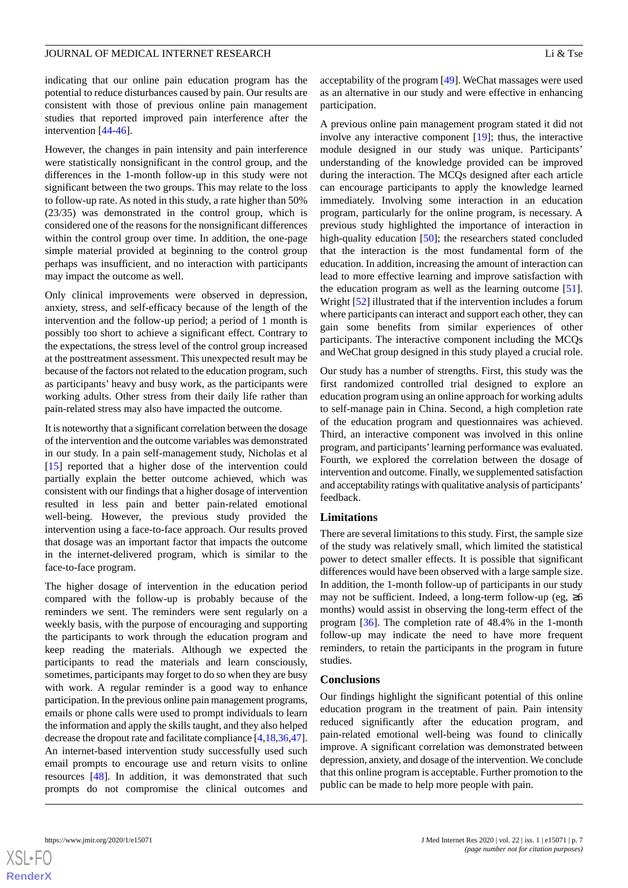indicating that our online pain education program has the potential to reduce disturbances caused by pain. Our results are consistent with those of previous online pain management studies that reported improved pain interference after the intervention [44-46].

However, the changes in pain intensity and pain interference were statistically nonsignificant in the control group, and the differences in the 1-month follow-up in this study were not significant between the two groups. This may relate to the loss to follow-up rate. As noted in this study, a rate higher than 50% (23/35) was demonstrated in the control group, which is considered one of the reasons for the nonsignificant differences within the control group over time. In addition, the one-page simple material provided at beginning to the control group perhaps was insufficient, and no interaction with participants may impact the outcome as well.

Only clinical improvements were observed in depression, anxiety, stress, and self-efficacy because of the length of the intervention and the follow-up period; a period of 1 month is possibly too short to achieve a significant effect. Contrary to the expectations, the stress level of the control group increased at the posttreatment assessment. This unexpected result may be because of the factors not related to the education program, such as participants' heavy and busy work, as the participants were working adults. Other stress from their daily life rather than pain-related stress may also have impacted the outcome.

It is noteworthy that a significant correlation between the dosage of the intervention and the outcome variables was demonstrated in our study. In a pain self-management study, Nicholas et al [15] reported that a higher dose of the intervention could partially explain the better outcome achieved, which was consistent with our findings that a higher dosage of intervention resulted in less pain and better pain-related emotional well-being. However, the previous study provided the intervention using a face-to-face approach. Our results proved that dosage was an important factor that impacts the outcome in the internet-delivered program, which is similar to the face-to-face program.

The higher dosage of intervention in the education period compared with the follow-up is probably because of the reminders we sent. The reminders were sent regularly on a weekly basis, with the purpose of encouraging and supporting the participants to work through the education program and keep reading the materials. Although we expected the participants to read the materials and learn consciously, sometimes, participants may forget to do so when they are busy with work. A regular reminder is a good way to enhance participation. In the previous online pain management programs, emails or phone calls were used to prompt individuals to learn the information and apply the skills taught, and they also helped decrease the dropout rate and facilitate compliance [4,18,36,47]. An internet-based intervention study successfully used such email prompts to encourage use and return visits to online resources [48]. In addition, it was demonstrated that such prompts do not compromise the clinical outcomes and acceptability of the program [49]. WeChat massages were used as an alternative in our study and were effective in enhancing participation.

A previous online pain management program stated it did not involve any interactive component [19]; thus, the interactive module designed in our study was unique. Participants' understanding of the knowledge provided can be improved during the interaction. The MCQs designed after each article can encourage participants to apply the knowledge learned immediately. Involving some interaction in an education program, particularly for the online program, is necessary. A previous study highlighted the importance of interaction in high-quality education [50]; the researchers stated concluded that the interaction is the most fundamental form of the education. In addition, increasing the amount of interaction can lead to more effective learning and improve satisfaction with the education program as well as the learning outcome [51]. Wright [52] illustrated that if the intervention includes a forum where participants can interact and support each other, they can gain some benefits from similar experiences of other participants. The interactive component including the MCQs and WeChat group designed in this study played a crucial role.

Our study has a number of strengths. First, this study was the first randomized controlled trial designed to explore an education program using an online approach for working adults to self-manage pain in China. Second, a high completion rate of the education program and questionnaires was achieved. Third, an interactive component was involved in this online program, and participants' learning performance was evaluated. Fourth, we explored the correlation between the dosage of intervention and outcome. Finally, we supplemented satisfaction and acceptability ratings with qualitative analysis of participants' feedback.

## Limitations

There are several limitations to this study. First, the sample size of the study was relatively small, which limited the statistical power to detect smaller effects. It is possible that significant differences would have been observed with a large sample size. In addition, the 1-month follow-up of participants in our study may not be sufficient. Indeed, a long-term follow-up (eg, ≥6 months) would assist in observing the long-term effect of the program [36]. The completion rate of 48.4% in the 1-month follow-up may indicate the need to have more frequent reminders, to retain the participants in the program in future studies.

## Conclusions

Our findings highlight the significant potential of this online education program in the treatment of pain. Pain intensity reduced significantly after the education program, and pain-related emotional well-being was found to clinically improve. A significant correlation was demonstrated between depression, anxiety, and dosage of the intervention. We conclude that this online program is acceptable. Further promotion to the public can be made to help more people with pain.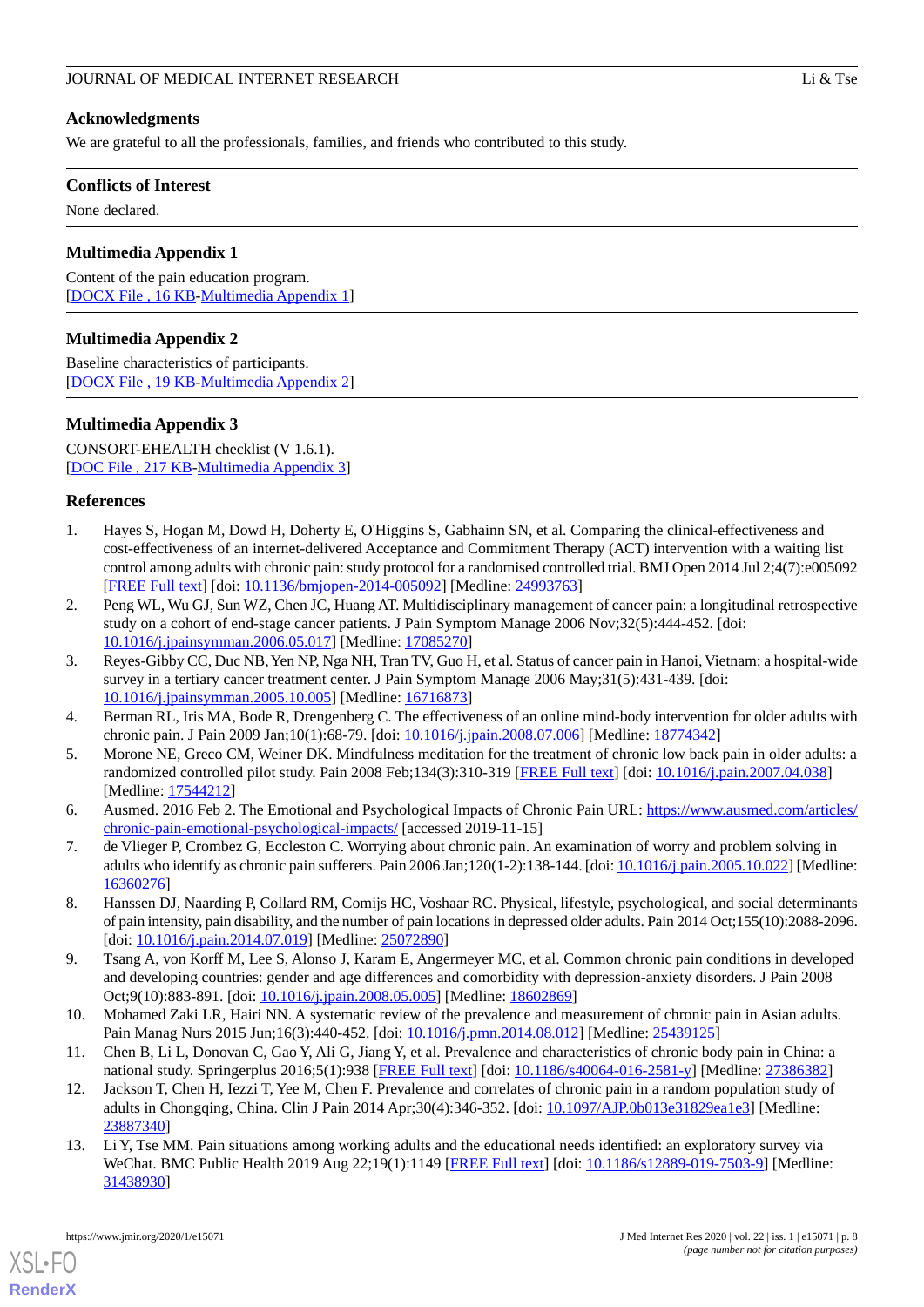## Acknowledgments

We are grateful to all the professionals, families, and friends who contributed to this study.

## Conflicts of Interest

None declared.

## Multimedia Appendix 1

Content of the pain education program.
[DOCX File , 16 KB-Multimedia Appendix 1]

## Multimedia Appendix 2

Baseline characteristics of participants.
[DOCX File , 19 KB-Multimedia Appendix 2]

## Multimedia Appendix 3

CONSORT-EHEALTH checklist (V 1.6.1).
[DOC File , 217 KB-Multimedia Appendix 3]

## References

1. Hayes S, Hogan M, Dowd H, Doherty E, O'Higgins S, Gabhainn SN, et al. Comparing the clinical-effectiveness and cost-effectiveness of an internet-delivered Acceptance and Commitment Therapy (ACT) intervention with a waiting list control among adults with chronic pain: study protocol for a randomised controlled trial. BMJ Open 2014 Jul 2;4(7):e005092 [FREE Full text] [doi: 10.1136/bmjopen-2014-005092] [Medline: 24993763]
2. Peng WL, Wu GJ, Sun WZ, Chen JC, Huang AT. Multidisciplinary management of cancer pain: a longitudinal retrospective study on a cohort of end-stage cancer patients. J Pain Symptom Manage 2006 Nov;32(5):444-452. [doi: 10.1016/j.jpainsymman.2006.05.017] [Medline: 17085270]
3. Reyes-Gibby CC, Duc NB, Yen NP, Nga NH, Tran TV, Guo H, et al. Status of cancer pain in Hanoi, Vietnam: a hospital-wide survey in a tertiary cancer treatment center. J Pain Symptom Manage 2006 May;31(5):431-439. [doi: 10.1016/j.jpainsymman.2005.10.005] [Medline: 16716873]
4. Berman RL, Iris MA, Bode R, Drengenberg C. The effectiveness of an online mind-body intervention for older adults with chronic pain. J Pain 2009 Jan;10(1):68-79. [doi: 10.1016/j.jpain.2008.07.006] [Medline: 18774342]
5. Morone NE, Greco CM, Weiner DK. Mindfulness meditation for the treatment of chronic low back pain in older adults: a randomized controlled pilot study. Pain 2008 Feb;134(3):310-319 [FREE Full text] [doi: 10.1016/j.pain.2007.04.038] [Medline: 17544212]
6. Ausmed. 2016 Feb 2. The Emotional and Psychological Impacts of Chronic Pain URL: https://www.ausmed.com/articles/chronic-pain-emotional-psychological-impacts/ [accessed 2019-11-15]
7. de Vlieger P, Crombez G, Eccleston C. Worrying about chronic pain. An examination of worry and problem solving in adults who identify as chronic pain sufferers. Pain 2006 Jan;120(1-2):138-144. [doi: 10.1016/j.pain.2005.10.022] [Medline: 16360276]
8. Hanssen DJ, Naarding P, Collard RM, Comijs HC, Voshaar RC. Physical, lifestyle, psychological, and social determinants of pain intensity, pain disability, and the number of pain locations in depressed older adults. Pain 2014 Oct;155(10):2088-2096. [doi: 10.1016/j.pain.2014.07.019] [Medline: 25072890]
9. Tsang A, von Korff M, Lee S, Alonso J, Karam E, Angermeyer MC, et al. Common chronic pain conditions in developed and developing countries: gender and age differences and comorbidity with depression-anxiety disorders. J Pain 2008 Oct;9(10):883-891. [doi: 10.1016/j.jpain.2008.05.005] [Medline: 18602869]
10. Mohamed Zaki LR, Hairi NN. A systematic review of the prevalence and measurement of chronic pain in Asian adults. Pain Manag Nurs 2015 Jun;16(3):440-452. [doi: 10.1016/j.pmn.2014.08.012] [Medline: 25439125]
11. Chen B, Li L, Donovan C, Gao Y, Ali G, Jiang Y, et al. Prevalence and characteristics of chronic body pain in China: a national study. Springerplus 2016;5(1):938 [FREE Full text] [doi: 10.1186/s40064-016-2581-y] [Medline: 27386382]
12. Jackson T, Chen H, Iezzi T, Yee M, Chen F. Prevalence and correlates of chronic pain in a random population study of adults in Chongqing, China. Clin J Pain 2014 Apr;30(4):346-352. [doi: 10.1097/AJP.0b013e31829ea1e3] [Medline: 23887340]
13. Li Y, Tse MM. Pain situations among working adults and the educational needs identified: an exploratory survey via WeChat. BMC Public Health 2019 Aug 22;19(1):1149 [FREE Full text] [doi: 10.1186/s12889-019-7503-9] [Medline: 31438930]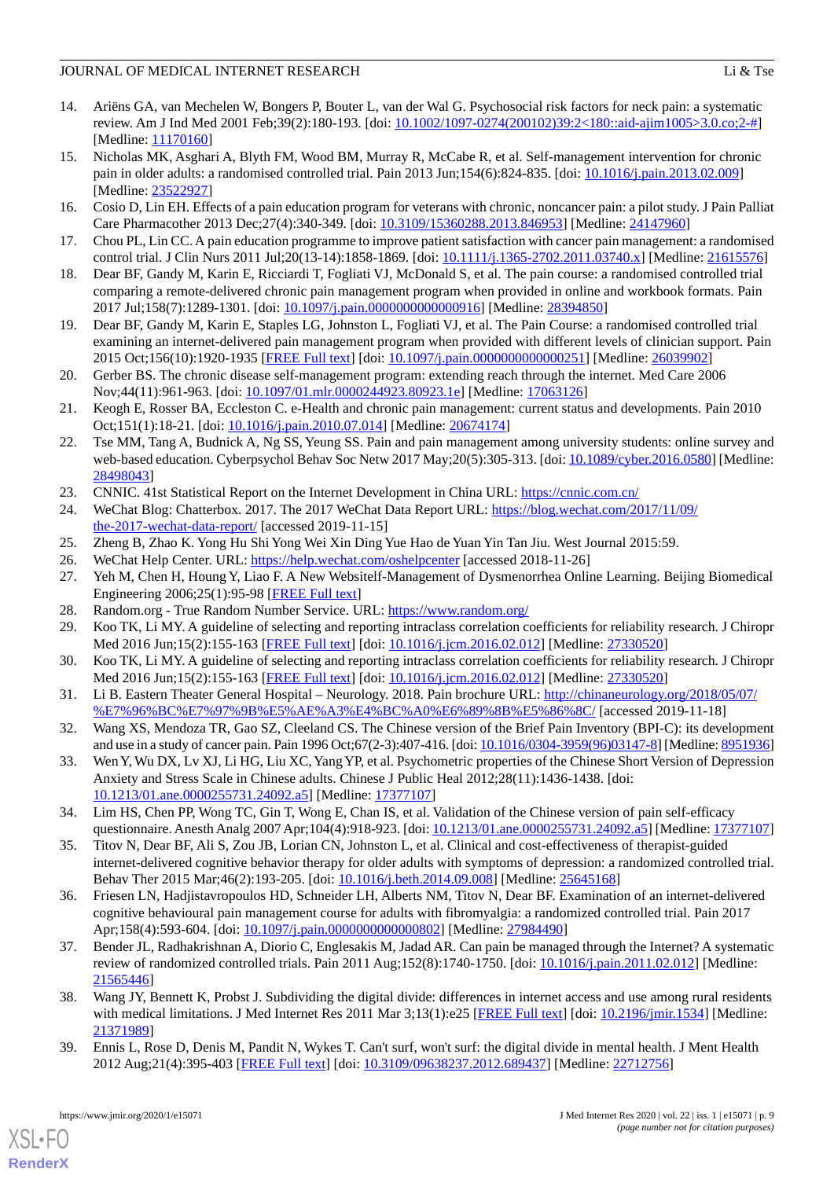14. Ariëns GA, van Mechelen W, Bongers P, Bouter L, van der Wal G. Psychosocial risk factors for neck pain: a systematic review. Am J Ind Med 2001 Feb;39(2):180-193. [doi: 10.1002/1097-0274(200102)39:2<180::aid-ajim1005>3.0.co;2-#] [Medline: 11170160]
15. Nicholas MK, Asghari A, Blyth FM, Wood BM, Murray R, McCabe R, et al. Self-management intervention for chronic pain in older adults: a randomised controlled trial. Pain 2013 Jun;154(6):824-835. [doi: 10.1016/j.pain.2013.02.009] [Medline: 23522927]
16. Cosio D, Lin EH. Effects of a pain education program for veterans with chronic, noncancer pain: a pilot study. J Pain Palliat Care Pharmacother 2013 Dec;27(4):340-349. [doi: 10.3109/15360288.2013.846953] [Medline: 24147960]
17. Chou PL, Lin CC. A pain education programme to improve patient satisfaction with cancer pain management: a randomised control trial. J Clin Nurs 2011 Jul;20(13-14):1858-1869. [doi: 10.1111/j.1365-2702.2011.03740.x] [Medline: 21615576]
18. Dear BF, Gandy M, Karin E, Ricciardi T, Fogliati VJ, McDonald S, et al. The pain course: a randomised controlled trial comparing a remote-delivered chronic pain management program when provided in online and workbook formats. Pain 2017 Jul;158(7):1289-1301. [doi: 10.1097/j.pain.0000000000000916] [Medline: 28394850]
19. Dear BF, Gandy M, Karin E, Staples LG, Johnston L, Fogliati VJ, et al. The Pain Course: a randomised controlled trial examining an internet-delivered pain management program when provided with different levels of clinician support. Pain 2015 Oct;156(10):1920-1935 [FREE Full text] [doi: 10.1097/j.pain.0000000000000251] [Medline: 26039902]
20. Gerber BS. The chronic disease self-management program: extending reach through the internet. Med Care 2006 Nov;44(11):961-963. [doi: 10.1097/01.mlr.0000244923.80923.1e] [Medline: 17063126]
21. Keogh E, Rosser BA, Eccleston C. e-Health and chronic pain management: current status and developments. Pain 2010 Oct;151(1):18-21. [doi: 10.1016/j.pain.2010.07.014] [Medline: 20674174]
22. Tse MM, Tang A, Budnick A, Ng SS, Yeung SS. Pain and pain management among university students: online survey and web-based education. Cyberpsychol Behav Soc Netw 2017 May;20(5):305-313. [doi: 10.1089/cyber.2016.0580] [Medline: 28498043]
23. CNNIC. 41st Statistical Report on the Internet Development in China URL: https://cnnic.com.cn/
24. WeChat Blog: Chatterbox. 2017. The 2017 WeChat Data Report URL: https://blog.wechat.com/2017/11/09/the-2017-wechat-data-report/ [accessed 2019-11-15]
25. Zheng B, Zhao K. Yong Hu Shi Yong Wei Xin Ding Yue Hao de Yuan Yin Tan Jiu. West Journal 2015:59.
26. WeChat Help Center. URL: https://help.wechat.com/oshelpcenter [accessed 2018-11-26]
27. Yeh M, Chen H, Houng Y, Liao F. A New Website-Management of Dysmenorrhea Online Learning. Beijing Biomedical Engineering 2006;25(1):95-98 [FREE Full text]
28. Random.org - True Random Number Service. URL: https://www.random.org/
29. Koo TK, Li MY. A guideline of selecting and reporting intraclass correlation coefficients for reliability research. J Chiropr Med 2016 Jun;15(2):155-163 [FREE Full text] [doi: 10.1016/j.jcm.2016.02.012] [Medline: 27330520]
30. Koo TK, Li MY. A guideline of selecting and reporting intraclass correlation coefficients for reliability research. J Chiropr Med 2016 Jun;15(2):155-163 [FREE Full text] [doi: 10.1016/j.jcm.2016.02.012] [Medline: 27330520]
31. Li B. Eastern Theater General Hospital – Neurology. 2018. Pain brochure URL: http://chinaneurology.org/2018/05/07/%E7%96%BC%E7%97%9B%E5%AE%A3%E4%BC%A0%E6%89%8B%E5%86%8C/ [accessed 2019-11-18]
32. Wang XS, Mendoza TR, Gao SZ, Cleeland CS. The Chinese version of the Brief Pain Inventory (BPI-C): its development and use in a study of cancer pain. Pain 1996 Oct;67(2-3):407-416. [doi: 10.1016/0304-3959(96)03147-8] [Medline: 8951936]
33. Wen Y, Wu DX, Lv XJ, Li HG, Liu XC, Yang YP, et al. Psychometric properties of the Chinese Short Version of Depression Anxiety and Stress Scale in Chinese adults. Chinese J Public Heal 2012;28(11):1436-1438. [doi: 10.1213/01.ane.0000255731.24092.a5] [Medline: 17377107]
34. Lim HS, Chen PP, Wong TC, Gin T, Wong E, Chan IS, et al. Validation of the Chinese version of pain self-efficacy questionnaire. Anesth Analg 2007 Apr;104(4):918-923. [doi: 10.1213/01.ane.0000255731.24092.a5] [Medline: 17377107]
35. Titov N, Dear BF, Ali S, Zou JB, Lorian CN, Johnston L, et al. Clinical and cost-effectiveness of therapist-guided internet-delivered cognitive behavior therapy for older adults with symptoms of depression: a randomized controlled trial. Behav Ther 2015 Mar;46(2):193-205. [doi: 10.1016/j.beth.2014.09.008] [Medline: 25645168]
36. Friesen LN, Hadjistavropoulos HD, Schneider LH, Alberts NM, Titov N, Dear BF. Examination of an internet-delivered cognitive behavioural pain management course for adults with fibromyalgia: a randomized controlled trial. Pain 2017 Apr;158(4):593-604. [doi: 10.1097/j.pain.0000000000000802] [Medline: 27984490]
37. Bender JL, Radhakrishnan A, Diorio C, Englesakis M, Jadad AR. Can pain be managed through the Internet? A systematic review of randomized controlled trials. Pain 2011 Aug;152(8):1740-1750. [doi: 10.1016/j.pain.2011.02.012] [Medline: 21565446]
38. Wang JY, Bennett K, Probst J. Subdividing the digital divide: differences in internet access and use among rural residents with medical limitations. J Med Internet Res 2011 Mar 3;13(1):e25 [FREE Full text] [doi: 10.2196/jmir.1534] [Medline: 21371989]
39. Ennis L, Rose D, Denis M, Pandit N, Wykes T. Can't surf, won't surf: the digital divide in mental health. J Ment Health 2012 Aug;21(4):395-403 [FREE Full text] [doi: 10.3109/09638237.2012.689437] [Medline: 22712756]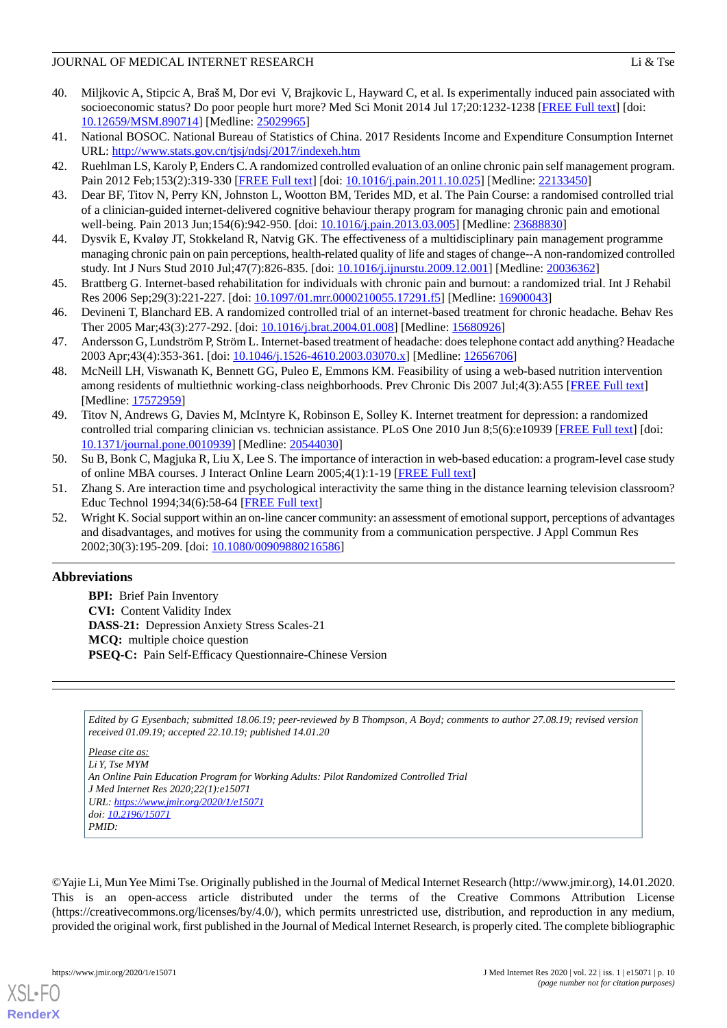40. Miljkovic A, Stipcic A, Braš M, Dor evi V, Brajkovic L, Hayward C, et al. Is experimentally induced pain associated with socioeconomic status? Do poor people hurt more? Med Sci Monit 2014 Jul 17;20:1232-1238 [FREE Full text] [doi: 10.12659/MSM.890714] [Medline: 25029965]
41. National BOSOC. National Bureau of Statistics of China. 2017 Residents Income and Expenditure Consumption Internet URL: http://www.stats.gov.cn/tjsj/ndsj/2017/indexeh.htm
42. Ruehlman LS, Karoly P, Enders C. A randomized controlled evaluation of an online chronic pain self management program. Pain 2012 Feb;153(2):319-330 [FREE Full text] [doi: 10.1016/j.pain.2011.10.025] [Medline: 22133450]
43. Dear BF, Titov N, Perry KN, Johnston L, Wootton BM, Terides MD, et al. The Pain Course: a randomised controlled trial of a clinician-guided internet-delivered cognitive behaviour therapy program for managing chronic pain and emotional well-being. Pain 2013 Jun;154(6):942-950. [doi: 10.1016/j.pain.2013.03.005] [Medline: 23688830]
44. Dysvik E, Kvaløy JT, Stokkeland R, Natvig GK. The effectiveness of a multidisciplinary pain management programme managing chronic pain on pain perceptions, health-related quality of life and stages of change--A non-randomized controlled study. Int J Nurs Stud 2010 Jul;47(7):826-835. [doi: 10.1016/j.ijnurstu.2009.12.001] [Medline: 20036362]
45. Brattberg G. Internet-based rehabilitation for individuals with chronic pain and burnout: a randomized trial. Int J Rehabil Res 2006 Sep;29(3):221-227. [doi: 10.1097/01.mrr.0000210055.17291.f5] [Medline: 16900043]
46. Devineni T, Blanchard EB. A randomized controlled trial of an internet-based treatment for chronic headache. Behav Res Ther 2005 Mar;43(3):277-292. [doi: 10.1016/j.brat.2004.01.008] [Medline: 15680926]
47. Andersson G, Lundström P, Ström L. Internet-based treatment of headache: does telephone contact add anything? Headache 2003 Apr;43(4):353-361. [doi: 10.1046/j.1526-4610.2003.03070.x] [Medline: 12656706]
48. McNeill LH, Viswanath K, Bennett GG, Puleo E, Emmons KM. Feasibility of using a web-based nutrition intervention among residents of multiethnic working-class neighborhoods. Prev Chronic Dis 2007 Jul;4(3):A55 [FREE Full text] [Medline: 17572959]
49. Titov N, Andrews G, Davies M, McIntyre K, Robinson E, Solley K. Internet treatment for depression: a randomized controlled trial comparing clinician vs. technician assistance. PLoS One 2010 Jun 8;5(6):e10939 [FREE Full text] [doi: 10.1371/journal.pone.0010939] [Medline: 20544030]
50. Su B, Bonk C, Magjuka R, Liu X, Lee S. The importance of interaction in web-based education: a program-level case study of online MBA courses. J Interact Online Learn 2005;4(1):1-19 [FREE Full text]
51. Zhang S. Are interaction time and psychological interactivity the same thing in the distance learning television classroom? Educ Technol 1994;34(6):58-64 [FREE Full text]
52. Wright K. Social support within an on-line cancer community: an assessment of emotional support, perceptions of advantages and disadvantages, and motives for using the community from a communication perspective. J Appl Commun Res 2002;30(3):195-209. [doi: 10.1080/00909880216586]

## Abbreviations

**BPI:** Brief Pain Inventory
**CVI:** Content Validity Index
**DASS-21:** Depression Anxiety Stress Scales-21
**MCQ:** multiple choice question
**PSEQ-C:** Pain Self-Efficacy Questionnaire-Chinese Version

*Edited by G Eysenbach; submitted 18.06.19; peer-reviewed by B Thompson, A Boyd; comments to author 27.08.19; revised version received 01.09.19; accepted 22.10.19; published 14.01.20*

*Please cite as:*
*Li Y, Tse MYM*
*An Online Pain Education Program for Working Adults: Pilot Randomized Controlled Trial*
*J Med Internet Res 2020;22(1):e15071*
*URL: https://www.jmir.org/2020/1/e15071*
*doi: 10.2196/15071*
*PMID:*

©Yajie Li, Mun Yee Mimi Tse. Originally published in the Journal of Medical Internet Research (http://www.jmir.org), 14.01.2020. This is an open-access article distributed under the terms of the Creative Commons Attribution License (https://creativecommons.org/licenses/by/4.0/), which permits unrestricted use, distribution, and reproduction in any medium, provided the original work, first published in the Journal of Medical Internet Research, is properly cited. The complete bibliographic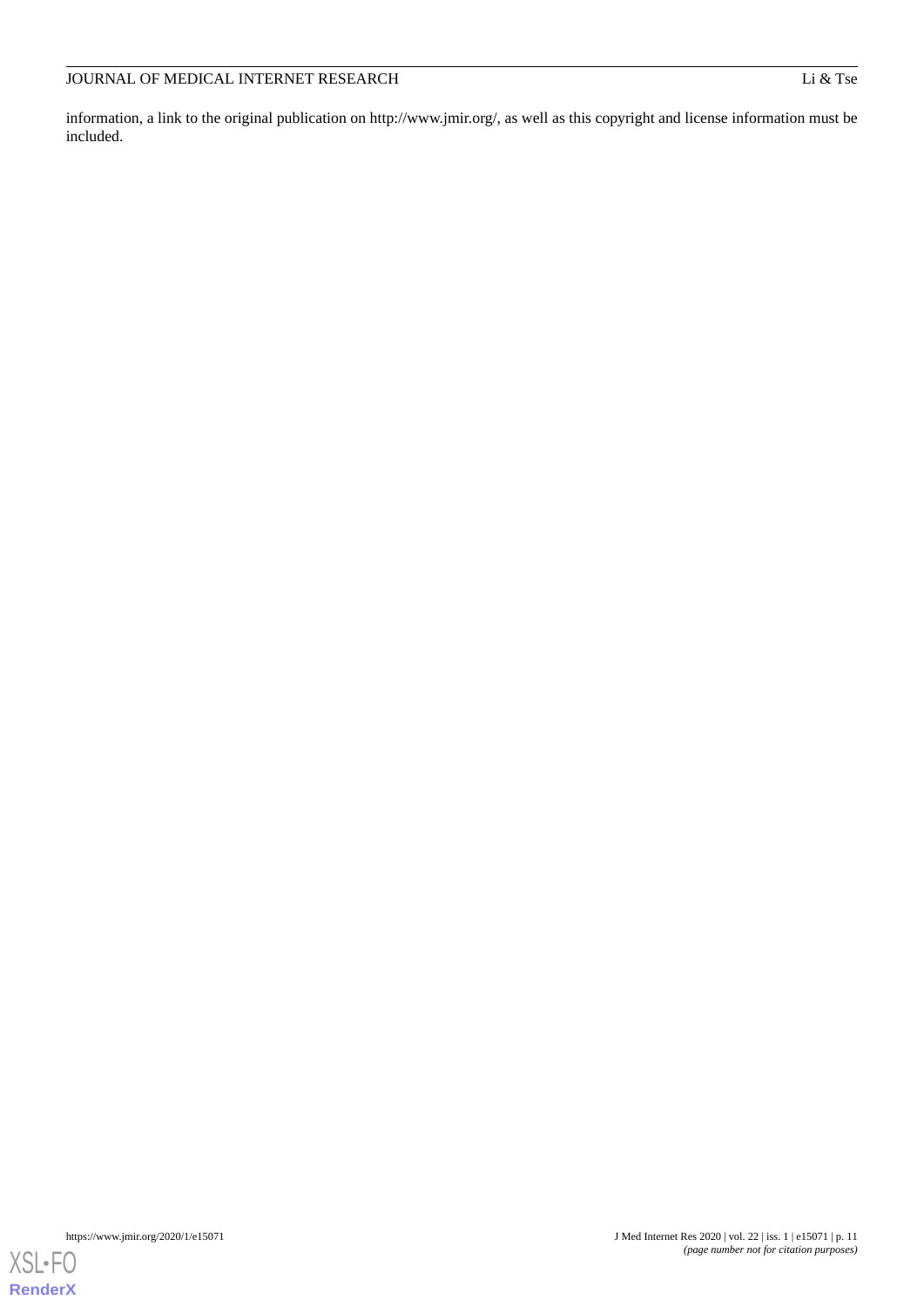information, a link to the original publication on http://www.jmir.org/, as well as this copyright and license information must be included.